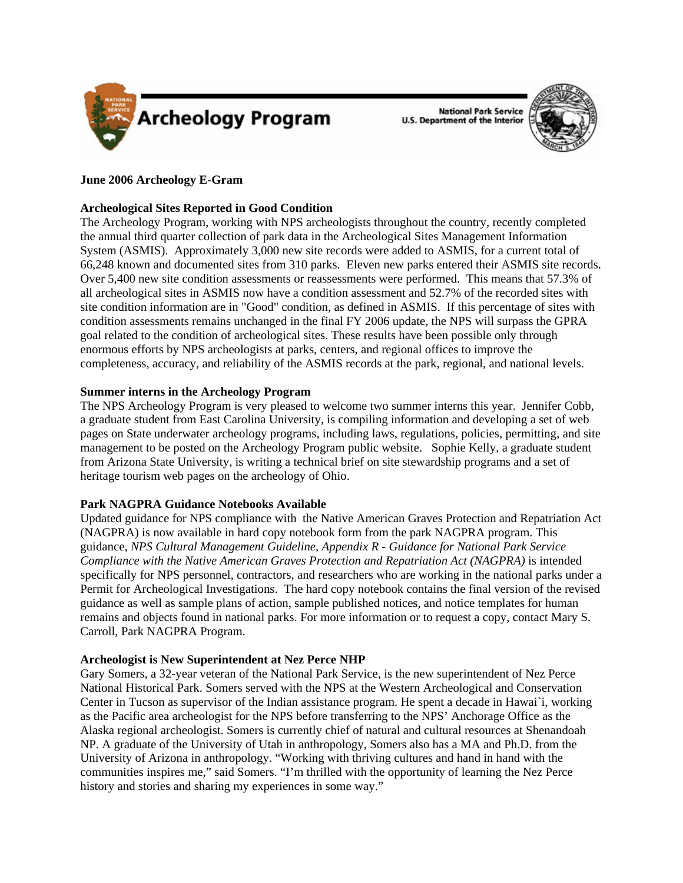Archeology Program

National Park Service
U.S. Department of the Interior

**June 2006 Archeology E-Gram**

**Archeological Sites Reported in Good Condition**

The Archeology Program, working with NPS archeologists throughout the country, recently completed the annual third quarter collection of park data in the Archeological Sites Management Information System (ASMIS). Approximately 3,000 new site records were added to ASMIS, for a current total of 66,248 known and documented sites from 310 parks. Eleven new parks entered their ASMIS site records. Over 5,400 new site condition assessments or reassessments were performed. This means that 57.3% of all archeological sites in ASMIS now have a condition assessment and 52.7% of the recorded sites with site condition information are in "Good" condition, as defined in ASMIS. If this percentage of sites with condition assessments remains unchanged in the final FY 2006 update, the NPS will surpass the GPRA goal related to the condition of archeological sites. These results have been possible only through enormous efforts by NPS archeologists at parks, centers, and regional offices to improve the completeness, accuracy, and reliability of the ASMIS records at the park, regional, and national levels.

**Summer interns in the Archeology Program**

The NPS Archeology Program is very pleased to welcome two summer interns this year. Jennifer Cobb, a graduate student from East Carolina University, is compiling information and developing a set of web pages on State underwater archeology programs, including laws, regulations, policies, permitting, and site management to be posted on the Archeology Program public website. Sophie Kelly, a graduate student from Arizona State University, is writing a technical brief on site stewardship programs and a set of heritage tourism web pages on the archeology of Ohio.

**Park NAGPRA Guidance Notebooks Available**

Updated guidance for NPS compliance with the Native American Graves Protection and Repatriation Act (NAGPRA) is now available in hard copy notebook form from the park NAGPRA program. This guidance, *NPS Cultural Management Guideline, Appendix R - Guidance for National Park Service Compliance with the Native American Graves Protection and Repatriation Act (NAGPRA)* is intended specifically for NPS personnel, contractors, and researchers who are working in the national parks under a Permit for Archeological Investigations. The hard copy notebook contains the final version of the revised guidance as well as sample plans of action, sample published notices, and notice templates for human remains and objects found in national parks. For more information or to request a copy, contact Mary S. Carroll, Park NAGPRA Program.

**Archeologist is New Superintendent at Nez Perce NHP**

Gary Somers, a 32-year veteran of the National Park Service, is the new superintendent of Nez Perce National Historical Park. Somers served with the NPS at the Western Archeological and Conservation Center in Tucson as supervisor of the Indian assistance program. He spent a decade in Hawai`i, working as the Pacific area archeologist for the NPS before transferring to the NPS' Anchorage Office as the Alaska regional archeologist. Somers is currently chief of natural and cultural resources at Shenandoah NP. A graduate of the University of Utah in anthropology, Somers also has a MA and Ph.D. from the University of Arizona in anthropology. "Working with thriving cultures and hand in hand with the communities inspires me," said Somers. "I'm thrilled with the opportunity of learning the Nez Perce history and stories and sharing my experiences in some way."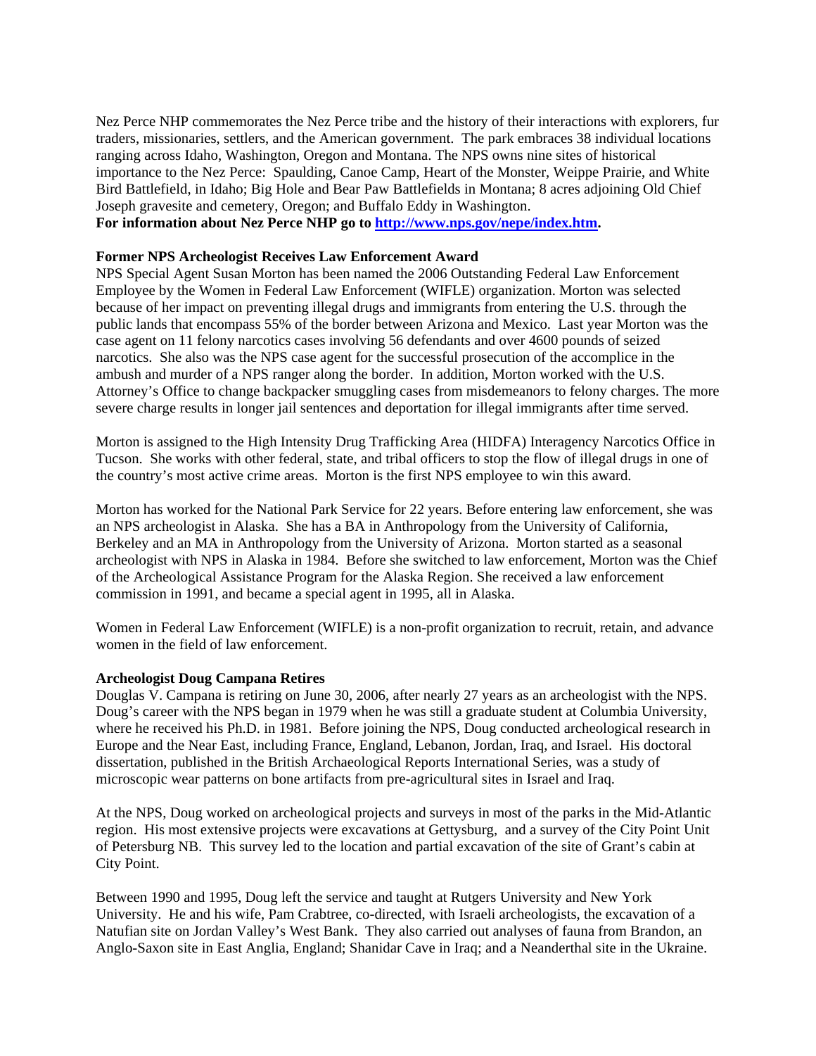Nez Perce NHP commemorates the Nez Perce tribe and the history of their interactions with explorers, fur traders, missionaries, settlers, and the American government. The park embraces 38 individual locations ranging across Idaho, Washington, Oregon and Montana. The NPS owns nine sites of historical importance to the Nez Perce: Spaulding, Canoe Camp, Heart of the Monster, Weippe Prairie, and White Bird Battlefield, in Idaho; Big Hole and Bear Paw Battlefields in Montana; 8 acres adjoining Old Chief Joseph gravesite and cemetery, Oregon; and Buffalo Eddy in Washington.

**For information about Nez Perce NHP go to [http://www.nps.gov/nepe/index.htm](http://www.nps.gov/nepe/index.htm).**

**Former NPS Archeologist Receives Law Enforcement Award**

NPS Special Agent Susan Morton has been named the 2006 Outstanding Federal Law Enforcement Employee by the Women in Federal Law Enforcement (WIFLE) organization. Morton was selected because of her impact on preventing illegal drugs and immigrants from entering the U.S. through the public lands that encompass 55% of the border between Arizona and Mexico. Last year Morton was the case agent on 11 felony narcotics cases involving 56 defendants and over 4600 pounds of seized narcotics. She also was the NPS case agent for the successful prosecution of the accomplice in the ambush and murder of a NPS ranger along the border. In addition, Morton worked with the U.S. Attorney's Office to change backpacker smuggling cases from misdemeanors to felony charges. The more severe charge results in longer jail sentences and deportation for illegal immigrants after time served.

Morton is assigned to the High Intensity Drug Trafficking Area (HIDFA) Interagency Narcotics Office in Tucson. She works with other federal, state, and tribal officers to stop the flow of illegal drugs in one of the country's most active crime areas. Morton is the first NPS employee to win this award.

Morton has worked for the National Park Service for 22 years. Before entering law enforcement, she was an NPS archeologist in Alaska. She has a BA in Anthropology from the University of California, Berkeley and an MA in Anthropology from the University of Arizona. Morton started as a seasonal archeologist with NPS in Alaska in 1984. Before she switched to law enforcement, Morton was the Chief of the Archeological Assistance Program for the Alaska Region. She received a law enforcement commission in 1991, and became a special agent in 1995, all in Alaska.

Women in Federal Law Enforcement (WIFLE) is a non-profit organization to recruit, retain, and advance women in the field of law enforcement.

**Archeologist Doug Campana Retires**

Douglas V. Campana is retiring on June 30, 2006, after nearly 27 years as an archeologist with the NPS. Doug's career with the NPS began in 1979 when he was still a graduate student at Columbia University, where he received his Ph.D. in 1981. Before joining the NPS, Doug conducted archeological research in Europe and the Near East, including France, England, Lebanon, Jordan, Iraq, and Israel. His doctoral dissertation, published in the British Archaeological Reports International Series, was a study of microscopic wear patterns on bone artifacts from pre-agricultural sites in Israel and Iraq.

At the NPS, Doug worked on archeological projects and surveys in most of the parks in the Mid-Atlantic region. His most extensive projects were excavations at Gettysburg, and a survey of the City Point Unit of Petersburg NB. This survey led to the location and partial excavation of the site of Grant's cabin at City Point.

Between 1990 and 1995, Doug left the service and taught at Rutgers University and New York University. He and his wife, Pam Crabtree, co-directed, with Israeli archeologists, the excavation of a Natufian site on Jordan Valley's West Bank. They also carried out analyses of fauna from Brandon, an Anglo-Saxon site in East Anglia, England; Shanidar Cave in Iraq; and a Neanderthal site in the Ukraine.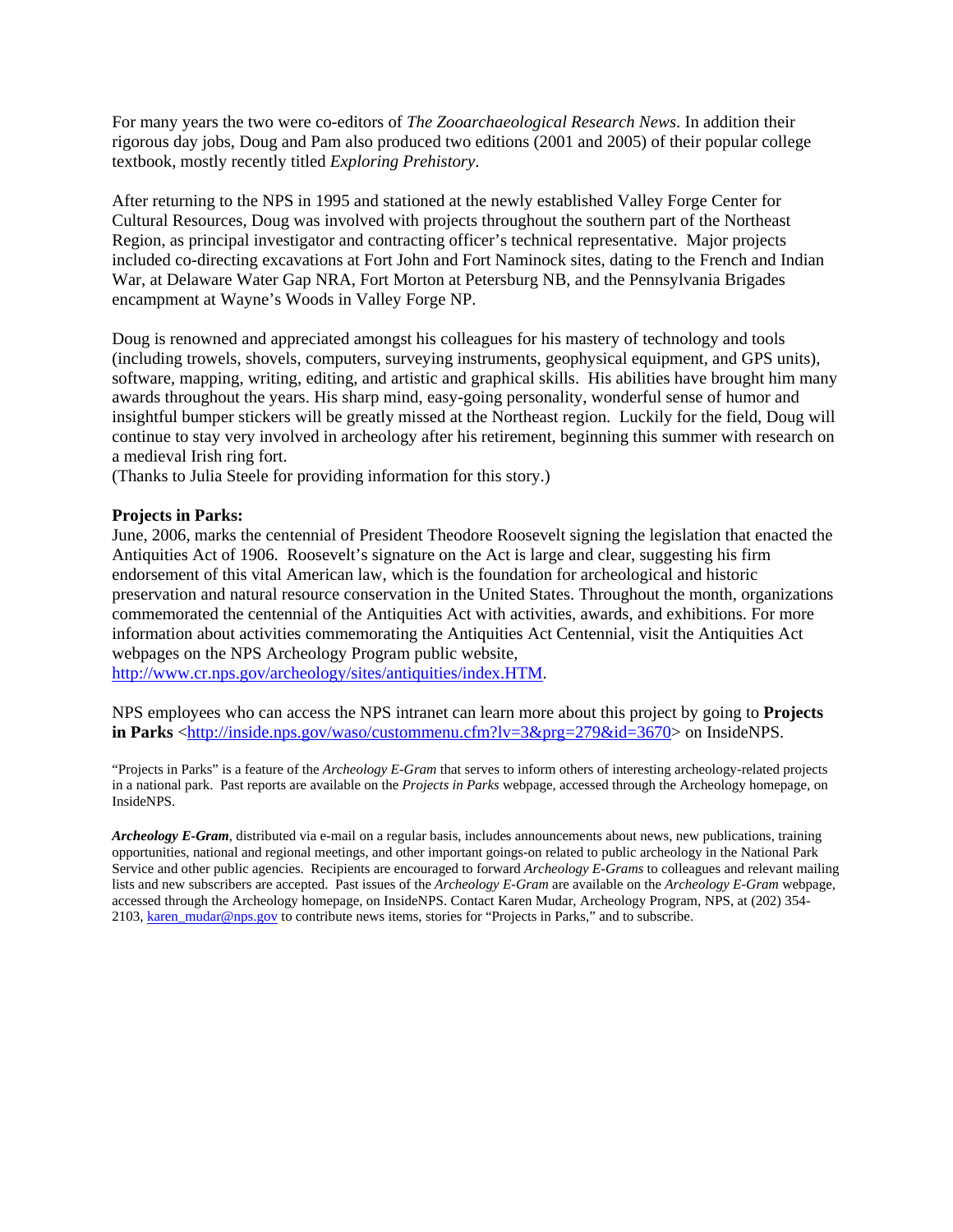For many years the two were co-editors of *The Zooarchaeological Research News*. In addition their rigorous day jobs, Doug and Pam also produced two editions (2001 and 2005) of their popular college textbook, mostly recently titled *Exploring Prehistory*.

After returning to the NPS in 1995 and stationed at the newly established Valley Forge Center for Cultural Resources, Doug was involved with projects throughout the southern part of the Northeast Region, as principal investigator and contracting officer's technical representative. Major projects included co-directing excavations at Fort John and Fort Naminock sites, dating to the French and Indian War, at Delaware Water Gap NRA, Fort Morton at Petersburg NB, and the Pennsylvania Brigades encampment at Wayne's Woods in Valley Forge NP.

Doug is renowned and appreciated amongst his colleagues for his mastery of technology and tools (including trowels, shovels, computers, surveying instruments, geophysical equipment, and GPS units), software, mapping, writing, editing, and artistic and graphical skills. His abilities have brought him many awards throughout the years. His sharp mind, easy-going personality, wonderful sense of humor and insightful bumper stickers will be greatly missed at the Northeast region. Luckily for the field, Doug will continue to stay very involved in archeology after his retirement, beginning this summer with research on a medieval Irish ring fort.
(Thanks to Julia Steele for providing information for this story.)

**Projects in Parks:**
June, 2006, marks the centennial of President Theodore Roosevelt signing the legislation that enacted the Antiquities Act of 1906. Roosevelt's signature on the Act is large and clear, suggesting his firm endorsement of this vital American law, which is the foundation for archeological and historic preservation and natural resource conservation in the United States. Throughout the month, organizations commemorated the centennial of the Antiquities Act with activities, awards, and exhibitions. For more information about activities commemorating the Antiquities Act Centennial, visit the Antiquities Act webpages on the NPS Archeology Program public website, http://www.cr.nps.gov/archeology/sites/antiquities/index.HTM.

NPS employees who can access the NPS intranet can learn more about this project by going to **Projects in Parks** <http://inside.nps.gov/waso/custommenu.cfm?lv=3&prg=279&id=3670> on InsideNPS.

"Projects in Parks" is a feature of the *Archeology E-Gram* that serves to inform others of interesting archeology-related projects in a national park. Past reports are available on the *Projects in Parks* webpage, accessed through the Archeology homepage, on InsideNPS.

***Archeology E-Gram***, distributed via e-mail on a regular basis, includes announcements about news, new publications, training opportunities, national and regional meetings, and other important goings-on related to public archeology in the National Park Service and other public agencies. Recipients are encouraged to forward *Archeology E-Grams* to colleagues and relevant mailing lists and new subscribers are accepted. Past issues of the *Archeology E-Gram* are available on the *Archeology E-Gram* webpage, accessed through the Archeology homepage, on InsideNPS. Contact Karen Mudar, Archeology Program, NPS, at (202) 354-2103, karen_mudar@nps.gov to contribute news items, stories for "Projects in Parks," and to subscribe.